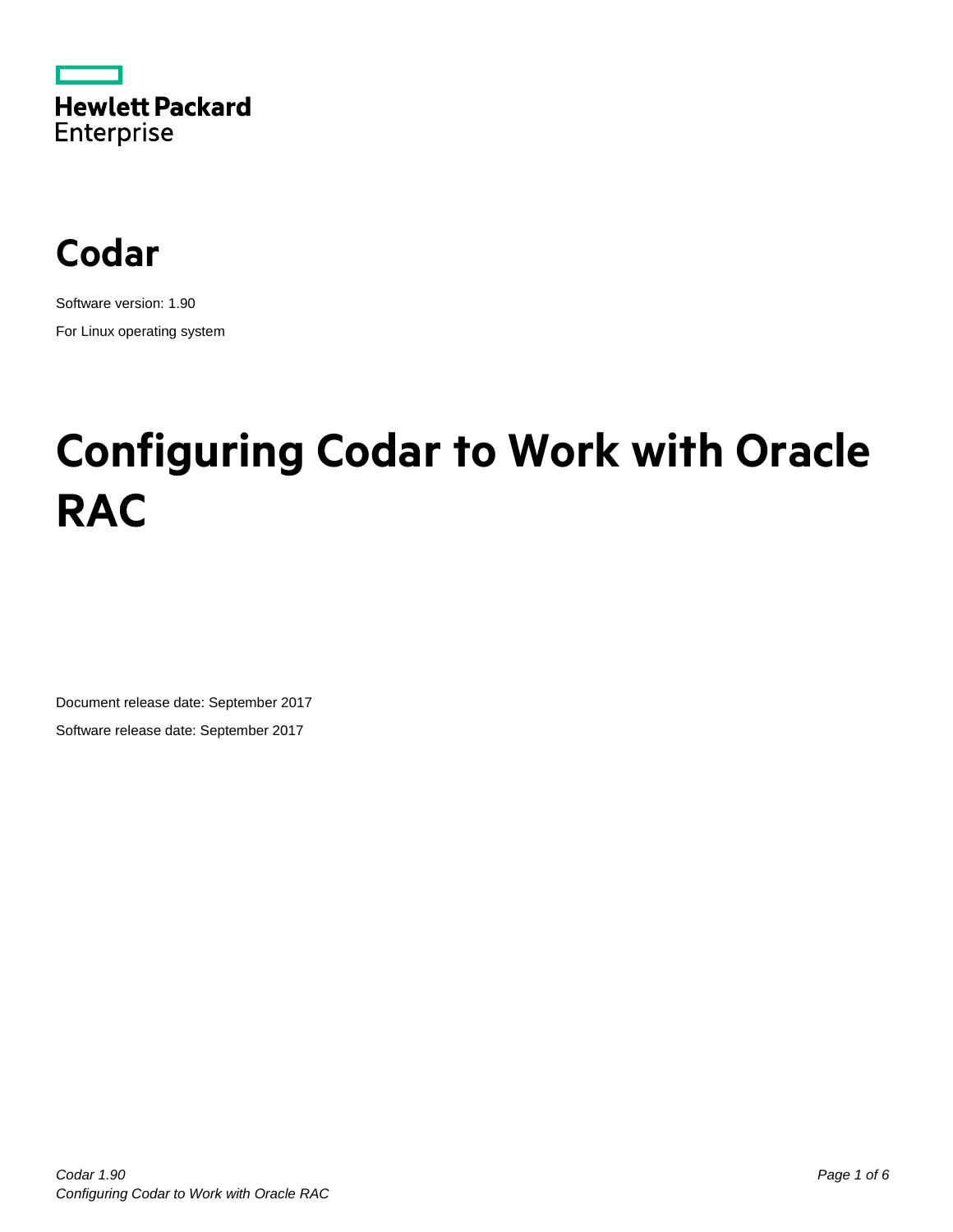Hewlett Packard Enterprise

# Codar

Software version: 1.90

For Linux operating system

# Configuring Codar to Work with Oracle RAC

Document release date: September 2017

Software release date: September 2017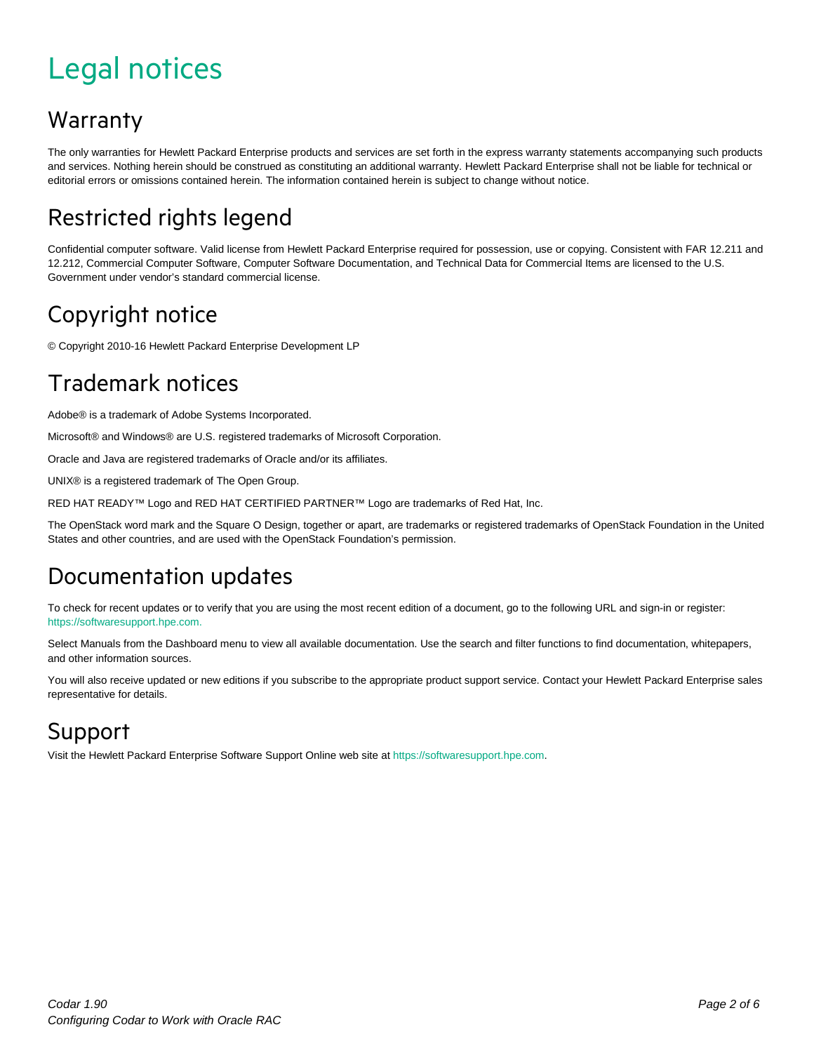# Legal notices

## Warranty

The only warranties for Hewlett Packard Enterprise products and services are set forth in the express warranty statements accompanying such products and services. Nothing herein should be construed as constituting an additional warranty. Hewlett Packard Enterprise shall not be liable for technical or editorial errors or omissions contained herein. The information contained herein is subject to change without notice.

## Restricted rights legend

Confidential computer software. Valid license from Hewlett Packard Enterprise required for possession, use or copying. Consistent with FAR 12.211 and 12.212, Commercial Computer Software, Computer Software Documentation, and Technical Data for Commercial Items are licensed to the U.S. Government under vendor's standard commercial license.

## Copyright notice

© Copyright 2010-16 Hewlett Packard Enterprise Development LP

## Trademark notices

Adobe® is a trademark of Adobe Systems Incorporated.

Microsoft® and Windows® are U.S. registered trademarks of Microsoft Corporation.

Oracle and Java are registered trademarks of Oracle and/or its affiliates.

UNIX® is a registered trademark of The Open Group.

RED HAT READY™ Logo and RED HAT CERTIFIED PARTNER™ Logo are trademarks of Red Hat, Inc.

The OpenStack word mark and the Square O Design, together or apart, are trademarks or registered trademarks of OpenStack Foundation in the United States and other countries, and are used with the OpenStack Foundation's permission.

## Documentation updates

To check for recent updates or to verify that you are using the most recent edition of a document, go to the following URL and sign-in or register: https://softwaresupport.hpe.com.

Select Manuals from the Dashboard menu to view all available documentation. Use the search and filter functions to find documentation, whitepapers, and other information sources.

You will also receive updated or new editions if you subscribe to the appropriate product support service. Contact your Hewlett Packard Enterprise sales representative for details.

## Support

Visit the Hewlett Packard Enterprise Software Support Online web site at https://softwaresupport.hpe.com.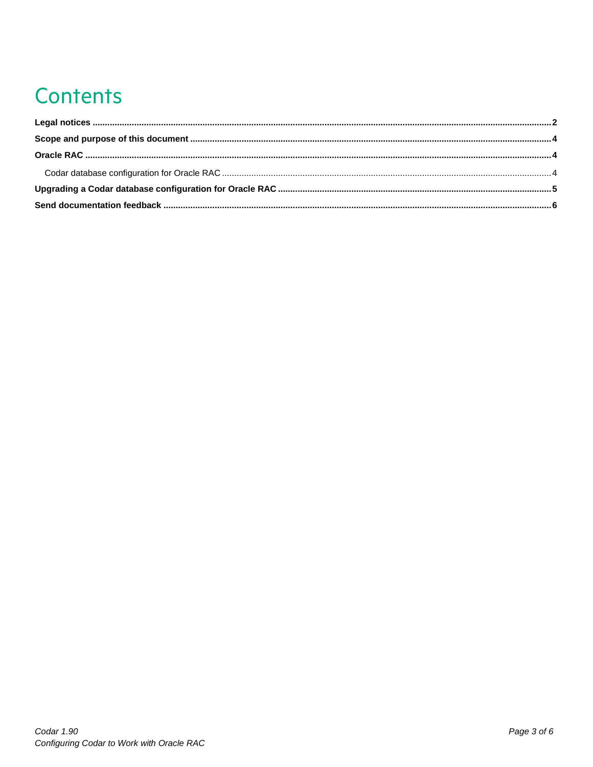# Contents

**Legal notices** .......... **2**

**Scope and purpose of this document** .......... **4**

**Oracle RAC** .......... **4**

Codar database configuration for Oracle RAC .......... 4

**Upgrading a Codar database configuration for Oracle RAC** .......... **5**

**Send documentation feedback** .......... **6**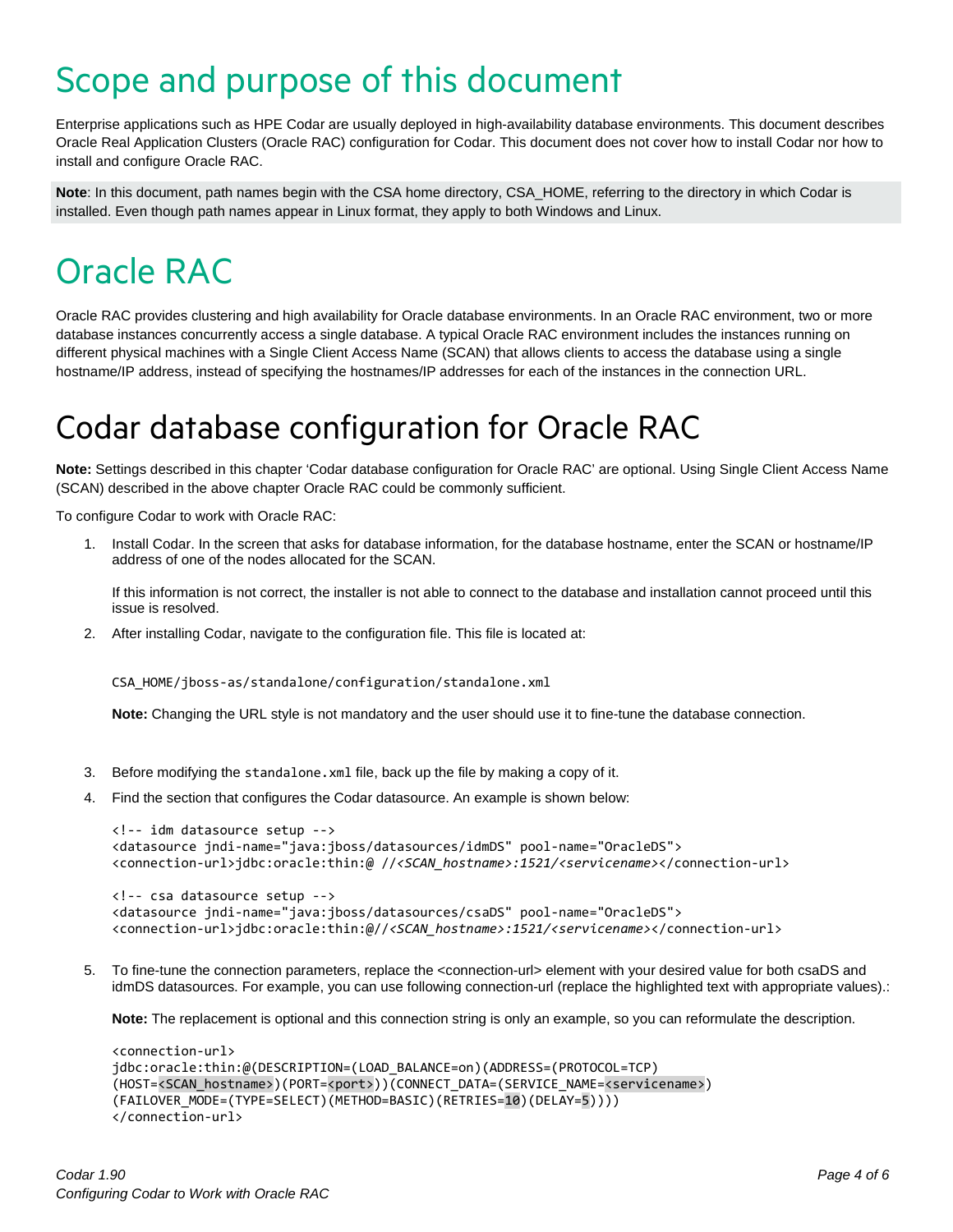# Scope and purpose of this document

Enterprise applications such as HPE Codar are usually deployed in high-availability database environments. This document describes Oracle Real Application Clusters (Oracle RAC) configuration for Codar. This document does not cover how to install Codar nor how to install and configure Oracle RAC.

**Note**: In this document, path names begin with the CSA home directory, CSA_HOME, referring to the directory in which Codar is installed. Even though path names appear in Linux format, they apply to both Windows and Linux.

# Oracle RAC

Oracle RAC provides clustering and high availability for Oracle database environments. In an Oracle RAC environment, two or more database instances concurrently access a single database. A typical Oracle RAC environment includes the instances running on different physical machines with a Single Client Access Name (SCAN) that allows clients to access the database using a single hostname/IP address, instead of specifying the hostnames/IP addresses for each of the instances in the connection URL.

# Codar database configuration for Oracle RAC

**Note:** Settings described in this chapter 'Codar database configuration for Oracle RAC' are optional. Using Single Client Access Name (SCAN) described in the above chapter Oracle RAC could be commonly sufficient.

To configure Codar to work with Oracle RAC:

1. Install Codar. In the screen that asks for database information, for the database hostname, enter the SCAN or hostname/IP address of one of the nodes allocated for the SCAN.

   If this information is not correct, the installer is not able to connect to the database and installation cannot proceed until this issue is resolved.

2. After installing Codar, navigate to the configuration file. This file is located at:

   ```
   CSA_HOME/jboss-as/standalone/configuration/standalone.xml
   ```

   **Note:** Changing the URL style is not mandatory and the user should use it to fine-tune the database connection.

3. Before modifying the `standalone.xml` file, back up the file by making a copy of it.

4. Find the section that configures the Codar datasource. An example is shown below:

   ```
   <!-- idm datasource setup -->
   <datasource jndi-name="java:jboss/datasources/idmDS" pool-name="OracleDS">
   <connection-url>jdbc:oracle:thin:@ //<SCAN_hostname>:1521/<servicename></connection-url>

   <!-- csa datasource setup -->
   <datasource jndi-name="java:jboss/datasources/csaDS" pool-name="OracleDS">
   <connection-url>jdbc:oracle:thin:@//<SCAN_hostname>:1521/<servicename></connection-url>
   ```

5. To fine-tune the connection parameters, replace the <connection-url> element with your desired value for both csaDS and idmDS datasources. For example, you can use following connection-url (replace the highlighted text with appropriate values).:

   **Note:** The replacement is optional and this connection string is only an example, so you can reformulate the description.

   ```
   <connection-url>
   jdbc:oracle:thin:@(DESCRIPTION=(LOAD_BALANCE=on)(ADDRESS=(PROTOCOL=TCP)
   (HOST=<SCAN_hostname>)(PORT=<port>))(CONNECT_DATA=(SERVICE_NAME=<servicename>)
   (FAILOVER_MODE=(TYPE=SELECT)(METHOD=BASIC)(RETRIES=10)(DELAY=5))))
   </connection-url>
   ```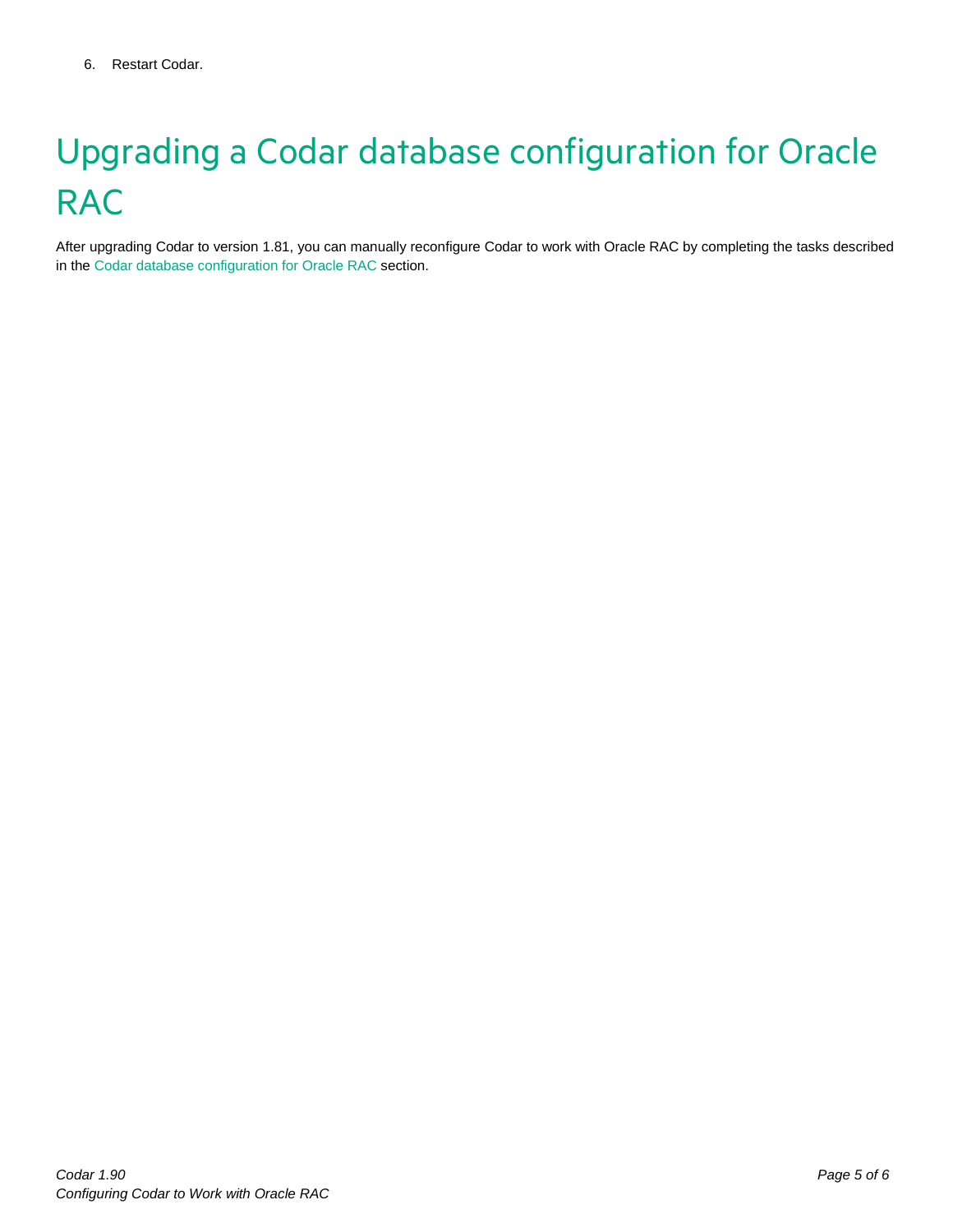6. Restart Codar.

# Upgrading a Codar database configuration for Oracle RAC

After upgrading Codar to version 1.81, you can manually reconfigure Codar to work with Oracle RAC by completing the tasks described in the Codar database configuration for Oracle RAC section.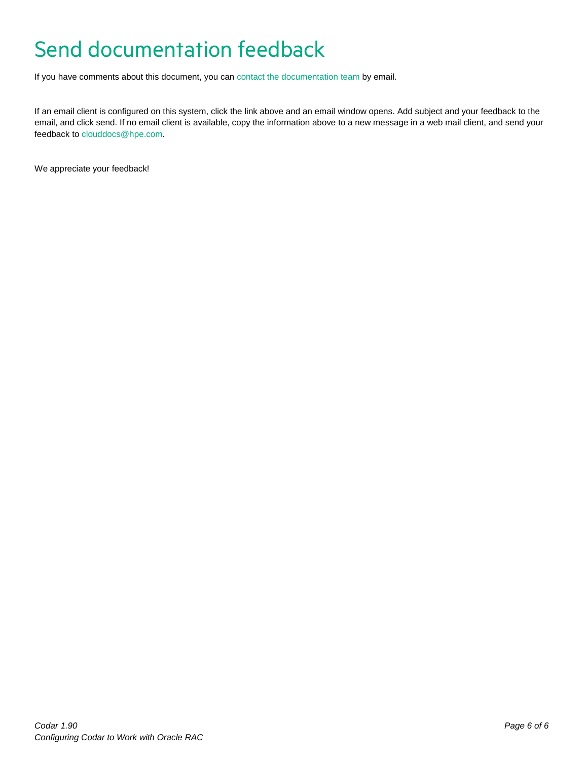# Send documentation feedback

If you have comments about this document, you can contact the documentation team by email.

If an email client is configured on this system, click the link above and an email window opens. Add subject and your feedback to the email, and click send. If no email client is available, copy the information above to a new message in a web mail client, and send your feedback to clouddocs@hpe.com.

We appreciate your feedback!